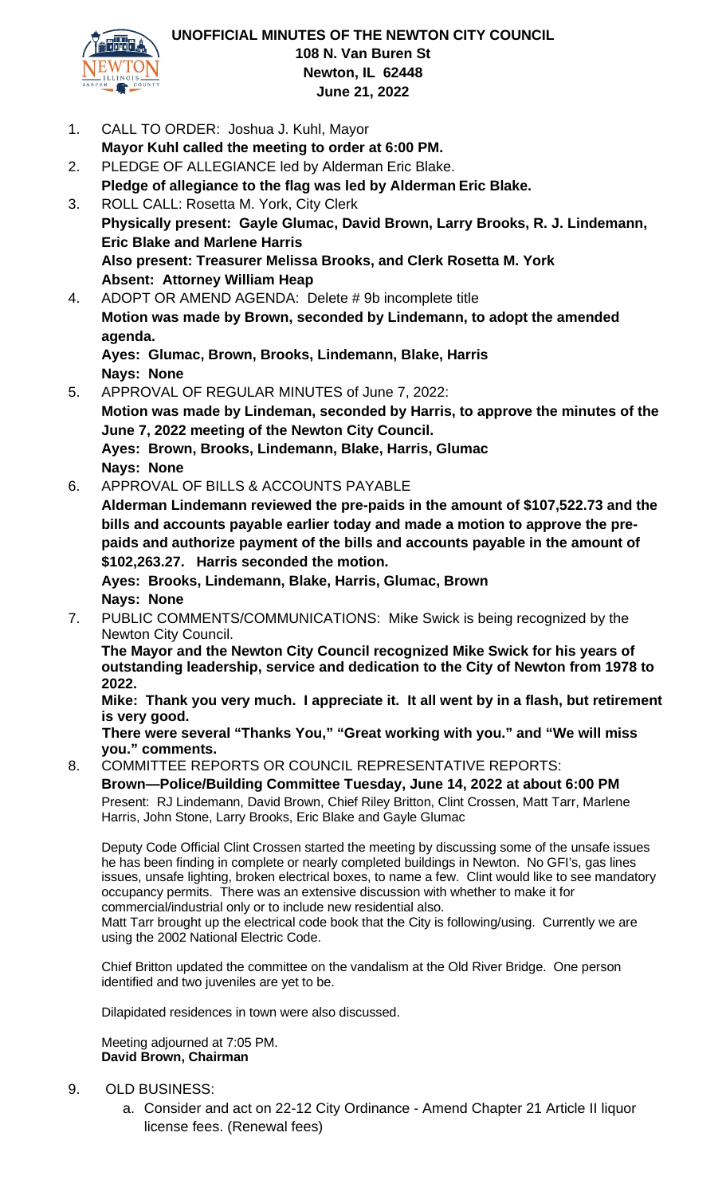**UNOFFICIAL MINUTES OF THE NEWTON CITY COUNCIL**
**108 N. Van Buren St**
**Newton, IL 62448**
**June 21, 2022**

1. CALL TO ORDER: Joshua J. Kuhl, Mayor
   **Mayor Kuhl called the meeting to order at 6:00 PM.**
2. PLEDGE OF ALLEGIANCE led by Alderman Eric Blake.
   **Pledge of allegiance to the flag was led by Alderman Eric Blake.**
3. ROLL CALL: Rosetta M. York, City Clerk
   **Physically present: Gayle Glumac, David Brown, Larry Brooks, R. J. Lindemann, Eric Blake and Marlene Harris**
   **Also present: Treasurer Melissa Brooks, and Clerk Rosetta M. York**
   **Absent: Attorney William Heap**
4. ADOPT OR AMEND AGENDA: Delete # 9b incomplete title
   **Motion was made by Brown, seconded by Lindemann, to adopt the amended agenda.**
   **Ayes: Glumac, Brown, Brooks, Lindemann, Blake, Harris**
   **Nays: None**
5. APPROVAL OF REGULAR MINUTES of June 7, 2022:
   **Motion was made by Lindeman, seconded by Harris, to approve the minutes of the June 7, 2022 meeting of the Newton City Council.**
   **Ayes: Brown, Brooks, Lindemann, Blake, Harris, Glumac**
   **Nays: None**
6. APPROVAL OF BILLS & ACCOUNTS PAYABLE
   **Alderman Lindemann reviewed the pre-paids in the amount of $107,522.73 and the bills and accounts payable earlier today and made a motion to approve the pre-paids and authorize payment of the bills and accounts payable in the amount of $102,263.27. Harris seconded the motion.**
   **Ayes: Brooks, Lindemann, Blake, Harris, Glumac, Brown**
   **Nays: None**
7. PUBLIC COMMENTS/COMMUNICATIONS: Mike Swick is being recognized by the Newton City Council.
   **The Mayor and the Newton City Council recognized Mike Swick for his years of outstanding leadership, service and dedication to the City of Newton from 1978 to 2022.**
   **Mike: Thank you very much. I appreciate it. It all went by in a flash, but retirement is very good.**
   **There were several "Thanks You," "Great working with you." and "We will miss you." comments.**
8. COMMITTEE REPORTS OR COUNCIL REPRESENTATIVE REPORTS:
   **Brown—Police/Building Committee Tuesday, June 14, 2022 at about 6:00 PM**
   Present: RJ Lindemann, David Brown, Chief Riley Britton, Clint Crossen, Matt Tarr, Marlene Harris, John Stone, Larry Brooks, Eric Blake and Gayle Glumac

   Deputy Code Official Clint Crossen started the meeting by discussing some of the unsafe issues he has been finding in complete or nearly completed buildings in Newton. No GFI's, gas lines issues, unsafe lighting, broken electrical boxes, to name a few. Clint would like to see mandatory occupancy permits. There was an extensive discussion with whether to make it for commercial/industrial only or to include new residential also.
   Matt Tarr brought up the electrical code book that the City is following/using. Currently we are using the 2002 National Electric Code.

   Chief Britton updated the committee on the vandalism at the Old River Bridge. One person identified and two juveniles are yet to be.

   Dilapidated residences in town were also discussed.

   Meeting adjourned at 7:05 PM.
   **David Brown, Chairman**

9. OLD BUSINESS:
   a. Consider and act on 22-12 City Ordinance - Amend Chapter 21 Article II liquor license fees. (Renewal fees)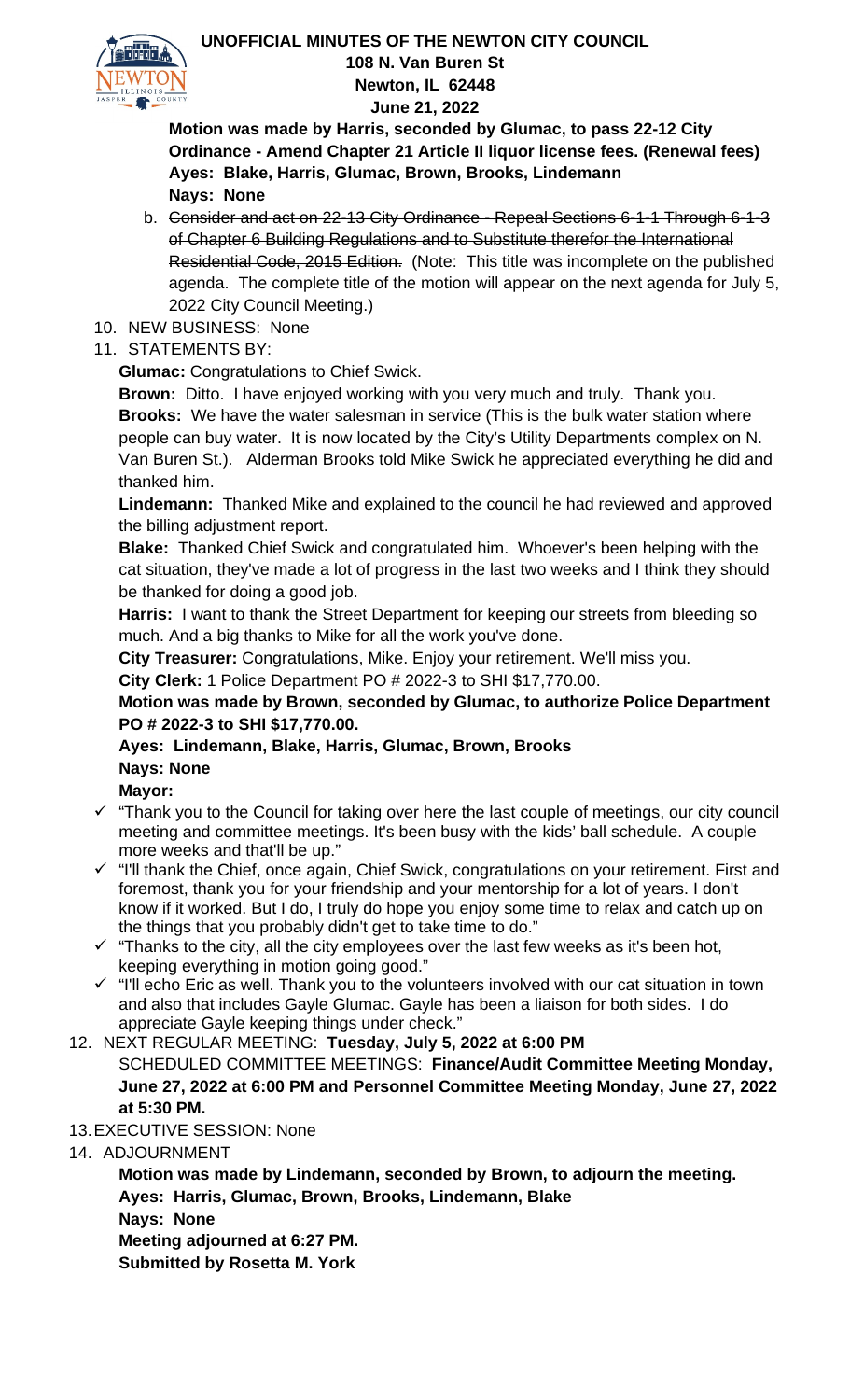**UNOFFICIAL MINUTES OF THE NEWTON CITY COUNCIL**
**108 N. Van Buren St**
**Newton, IL 62448**
**June 21, 2022**

**Motion was made by Harris, seconded by Glumac, to pass 22-12 City Ordinance - Amend Chapter 21 Article II liquor license fees. (Renewal fees)**
**Ayes: Blake, Harris, Glumac, Brown, Brooks, Lindemann**
**Nays: None**

b. ~~Consider and act on 22-13 City Ordinance - Repeal Sections 6-1-1 Through 6-1-3 of Chapter 6 Building Regulations and to Substitute therefor the International Residential Code, 2015 Edition.~~ (Note: This title was incomplete on the published agenda. The complete title of the motion will appear on the next agenda for July 5, 2022 City Council Meeting.)

10. NEW BUSINESS: None
11. STATEMENTS BY:

**Glumac:** Congratulations to Chief Swick.

**Brown:** Ditto. I have enjoyed working with you very much and truly. Thank you.

**Brooks:** We have the water salesman in service (This is the bulk water station where people can buy water. It is now located by the City's Utility Departments complex on N. Van Buren St.). Alderman Brooks told Mike Swick he appreciated everything he did and thanked him.

**Lindemann:** Thanked Mike and explained to the council he had reviewed and approved the billing adjustment report.

**Blake:** Thanked Chief Swick and congratulated him. Whoever's been helping with the cat situation, they've made a lot of progress in the last two weeks and I think they should be thanked for doing a good job.

**Harris:** I want to thank the Street Department for keeping our streets from bleeding so much. And a big thanks to Mike for all the work you've done.

**City Treasurer:** Congratulations, Mike. Enjoy your retirement. We'll miss you.

**City Clerk:** 1 Police Department PO # 2022-3 to SHI $17,770.00.

**Motion was made by Brown, seconded by Glumac, to authorize Police Department PO # 2022-3 to SHI $17,770.00.**
**Ayes: Lindemann, Blake, Harris, Glumac, Brown, Brooks**
**Nays: None**

**Mayor:**

- ✓ "Thank you to the Council for taking over here the last couple of meetings, our city council meeting and committee meetings. It's been busy with the kids' ball schedule. A couple more weeks and that'll be up."
- ✓ "I'll thank the Chief, once again, Chief Swick, congratulations on your retirement. First and foremost, thank you for your friendship and your mentorship for a lot of years. I don't know if it worked. But I do, I truly do hope you enjoy some time to relax and catch up on the things that you probably didn't get to take time to do."
- ✓ "Thanks to the city, all the city employees over the last few weeks as it's been hot, keeping everything in motion going good."
- ✓ "I'll echo Eric as well. Thank you to the volunteers involved with our cat situation in town and also that includes Gayle Glumac. Gayle has been a liaison for both sides. I do appreciate Gayle keeping things under check."

12. NEXT REGULAR MEETING: **Tuesday, July 5, 2022 at 6:00 PM**
SCHEDULED COMMITTEE MEETINGS: **Finance/Audit Committee Meeting Monday, June 27, 2022 at 6:00 PM and Personnel Committee Meeting Monday, June 27, 2022 at 5:30 PM.**
13. EXECUTIVE SESSION: None
14. ADJOURNMENT

**Motion was made by Lindemann, seconded by Brown, to adjourn the meeting.**
**Ayes: Harris, Glumac, Brown, Brooks, Lindemann, Blake**
**Nays: None**
**Meeting adjourned at 6:27 PM.**
**Submitted by Rosetta M. York**